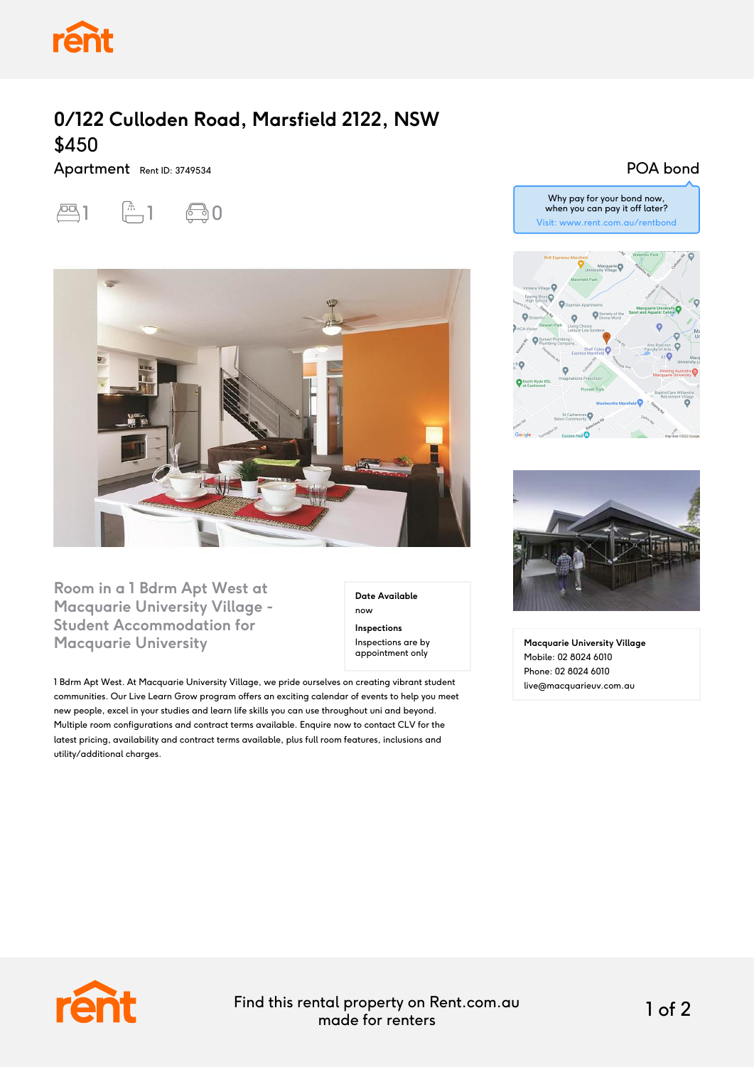# 0/122 Culloden Road, Marsfield 2122, NSW

## $450

Apartment Rent ID: 3749534

1 1 0

POA bond

Why pay for your bond now, when you can pay it off later?
Visit: www.rent.com.au/rentbond

## Room in a 1 Bdrm Apt West at Macquarie University Village - Student Accommodation for Macquarie University

**Date Available**
now

**Inspections**
Inspections are by appointment only

1 Bdrm Apt West. At Macquarie University Village, we pride ourselves on creating vibrant student communities. Our Live Learn Grow program offers an exciting calendar of events to help you meet new people, excel in your studies and learn life skills you can use throughout uni and beyond. Multiple room configurations and contract terms available. Enquire now to contact CLV for the latest pricing, availability and contract terms available, plus full room features, inclusions and utility/additional charges.

**Macquarie University Village**
Mobile: 02 8024 6010
Phone: 02 8024 6010
live@macquarieuv.com.au

Find this rental property on Rent.com.au made for renters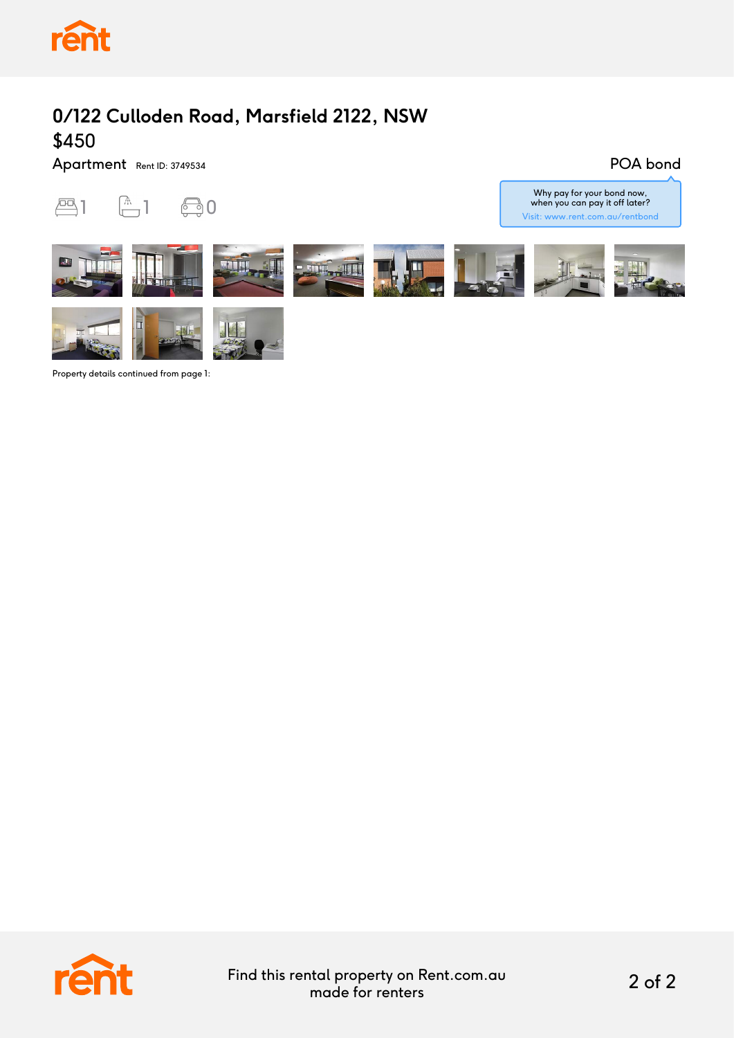# 0/122 Culloden Road, Marsfield 2122, NSW

## $450

Apartment Rent ID: 3749534

POA bond

Why pay for your bond now, when you can pay it off later?
Visit: www.rent.com.au/rentbond

1 1 0

Property details continued from page 1: